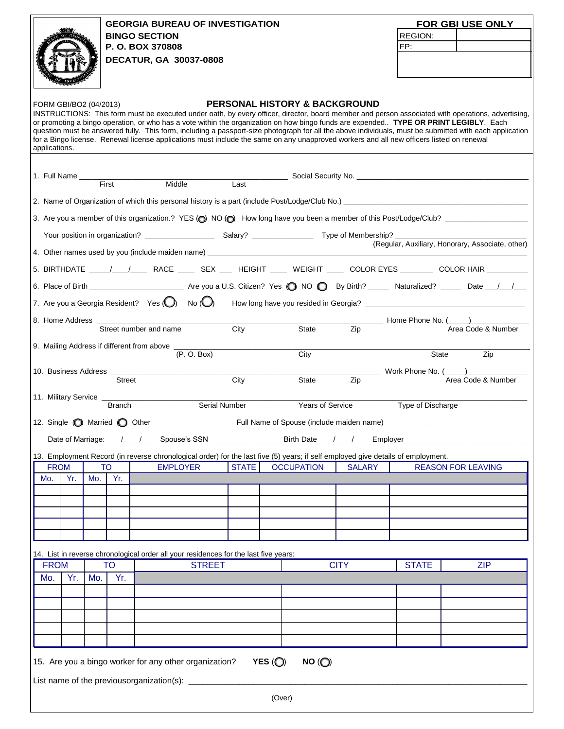**GEORGIA BUREAU OF INVESTIGATION**
**BINGO SECTION**
**P. O. BOX 370808**
**DECATUR, GA 30037-0808**

**FOR GBI USE ONLY**

| REGION: | |
|---|---|
| FP: | |

FORM GBI/BO2 (04/2013)

## PERSONAL HISTORY & BACKGROUND

INSTRUCTIONS: This form must be executed under oath, by every officer, director, board member and person associated with operations, advertising, or promoting a bingo operation, or who has a vote within the organization on how bingo funds are expended.. **TYPE OR PRINT LEGIBLY**. Each question must be answered fully. This form, including a passport-size photograph for all the above individuals, must be submitted with each application for a Bingo license. Renewal license applications must include the same on any unapproved workers and all new officers listed on renewal applications.

1. Full Name ______________________________ Social Security No. ______________________
   First Middle Last

2. Name of Organization of which this personal history is a part (include Post/Lodge/Club No.) ______________________

3. Are you a member of this organization.? YES ( ) NO ( ) How long have you been a member of this Post/Lodge/Club? ____________

   Your position in organization? ____________ Salary? ____________ Type of Membership? ____________
   (Regular, Auxiliary, Honorary, Associate, other)

4. Other names used by you (include maiden name) ______________________

5. BIRTHDATE ____/____/____ RACE ____ SEX ___ HEIGHT ____ WEIGHT ____ COLOR EYES ________ COLOR HAIR _________

6. Place of Birth ____________________ Are you a U.S. Citizen? Yes ( ) NO ( ) By Birth? _____ Naturalized? _____ Date ___/___/___

7. Are you a Georgia Resident? Yes ( ) No ( ) How long have you resided in Georgia? ______________________

8. Home Address ______________________ Home Phone No. (____)__________
   Street number and name City State Zip Area Code & Number

9. Mailing Address if different from above ______________________
   (P. O. Box) City State Zip

10. Business Address ______________________ Work Phone No. (____)__________
    Street City State Zip Area Code & Number

11. Military Service ______________________
    Branch Serial Number Years of Service Type of Discharge

12. Single ( ) Married ( ) Other ____________ Full Name of Spouse (include maiden name) ______________________

    Date of Marriage:___/___/___ Spouse's SSN ____________ Birth Date___/___/___ Employer ______________________

13. Employment Record (in reverse chronological order) for the last five (5) years; if self employed give details of employment.

| FROM | | TO | | EMPLOYER | STATE | OCCUPATION | SALARY | REASON FOR LEAVING |
|---|---|---|---|---|---|---|---|---|
| Mo. | Yr. | Mo. | Yr. | | | | | |
| | | | | | | | | |
| | | | | | | | | |
| | | | | | | | | |
| | | | | | | | | |
| | | | | | | | | |

14. List in reverse chronological order all your residences for the last five years:

| FROM | | TO | | STREET | CITY | STATE | ZIP |
|---|---|---|---|---|---|---|---|
| Mo. | Yr. | Mo. | Yr. | | | | |
| | | | | | | | |
| | | | | | | | |
| | | | | | | | |
| | | | | | | | |
| | | | | | | | |

15. Are you a bingo worker for any other organization? **YES** ( ) **NO** ( )

List name of the previousorganization(s): ______________________

(Over)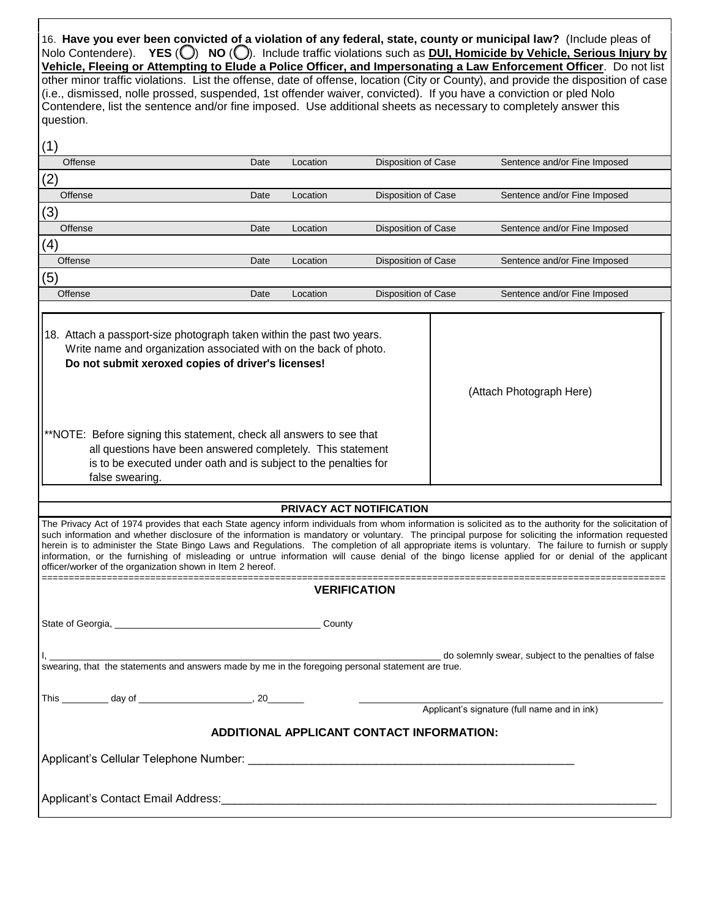16. **Have you ever been convicted of a violation of any federal, state, county or municipal law?** (Include pleas of Nolo Contendere). **YES** ( ) **NO** ( ). Include traffic violations such as **DUI, Homicide by Vehicle, Serious Injury by Vehicle, Fleeing or Attempting to Elude a Police Officer, and Impersonating a Law Enforcement Officer**. Do not list other minor traffic violations. List the offense, date of offense, location (City or County), and provide the disposition of case (i.e., dismissed, nolle prossed, suspended, 1st offender waiver, convicted). If you have a conviction or pled Nolo Contendere, list the sentence and/or fine imposed. Use additional sheets as necessary to completely answer this question.

| | Offense | Date | Location | Disposition of Case | Sentence and/or Fine Imposed |
|---|---|---|---|---|---|
| (1) | | | | | |
| (2) | | | | | |
| (3) | | | | | |
| (4) | | | | | |
| (5) | | | | | |

18. Attach a passport-size photograph taken within the past two years. Write name and organization associated with on the back of photo. **Do not submit xeroxed copies of driver's licenses!**

(Attach Photograph Here)

**NOTE: Before signing this statement, check all answers to see that all questions have been answered completely. This statement is to be executed under oath and is subject to the penalties for false swearing.

**PRIVACY ACT NOTIFICATION**

The Privacy Act of 1974 provides that each State agency inform individuals from whom information is solicited as to the authority for the solicitation of such information and whether disclosure of the information is mandatory or voluntary. The principal purpose for soliciting the information requested herein is to administer the State Bingo Laws and Regulations. The completion of all appropriate items is voluntary. The failure to furnish or supply information, or the furnishing of misleading or untrue information will cause denial of the bingo license applied for or denial of the applicant officer/worker of the organization shown in Item 2 hereof.

**VERIFICATION**

State of Georgia, ______________________________ County

I, ______________________________ do solemnly swear, subject to the penalties of false swearing, that the statements and answers made by me in the foregoing personal statement are true.

This _________ day of _____________________, 20_______

______________________________
Applicant's signature (full name and in ink)

**ADDITIONAL APPLICANT CONTACT INFORMATION:**

Applicant's Cellular Telephone Number: ______________________________

Applicant's Contact Email Address: ______________________________